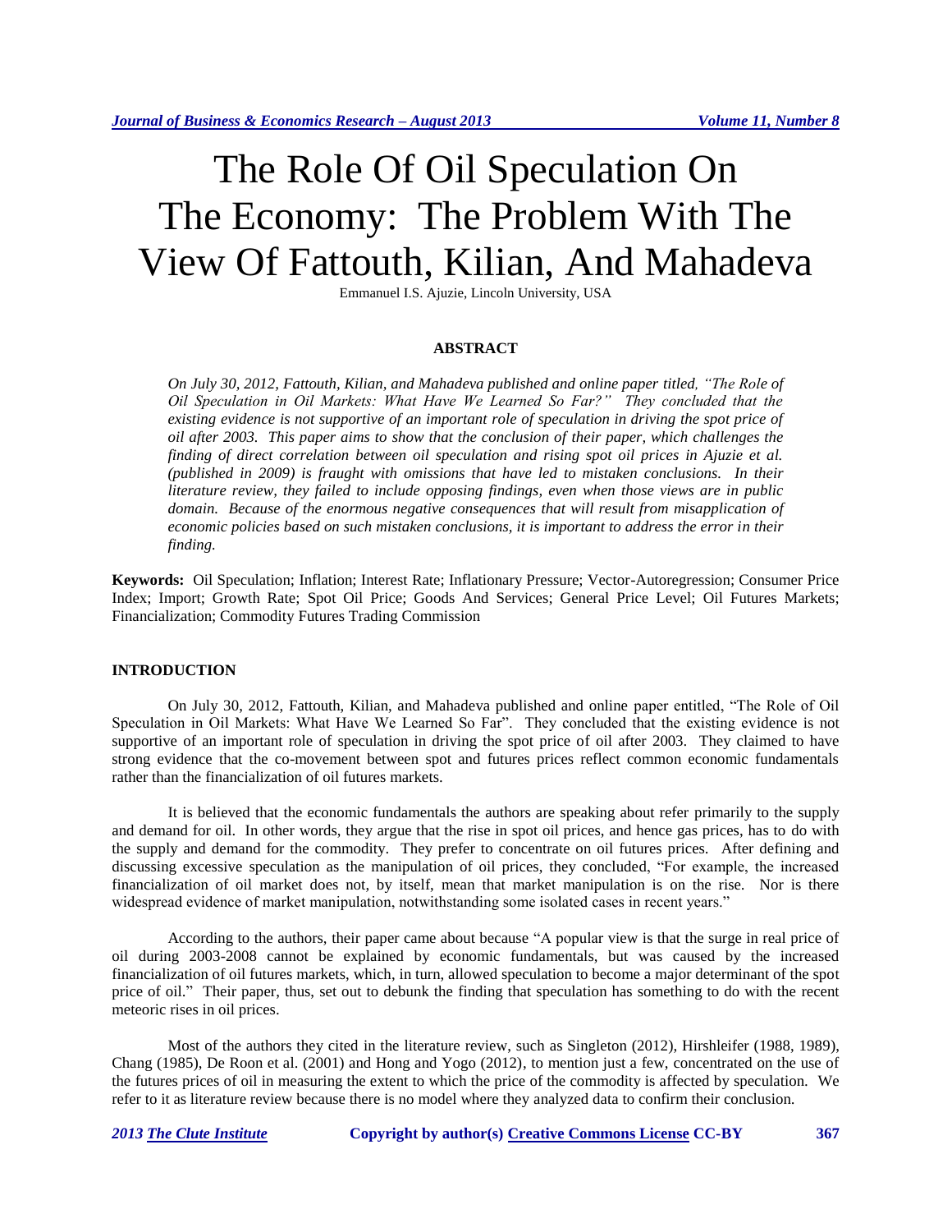# The Role Of Oil Speculation On The Economy: The Problem With The View Of Fattouth, Kilian, And Mahadeva

Emmanuel I.S. Ajuzie, Lincoln University, USA

## ABSTRACT

*On July 30, 2012, Fattouth, Kilian, and Mahadeva published and online paper titled, "The Role of Oil Speculation in Oil Markets: What Have We Learned So Far?" They concluded that the existing evidence is not supportive of an important role of speculation in driving the spot price of oil after 2003. This paper aims to show that the conclusion of their paper, which challenges the finding of direct correlation between oil speculation and rising spot oil prices in Ajuzie et al. (published in 2009) is fraught with omissions that have led to mistaken conclusions. In their literature review, they failed to include opposing findings, even when those views are in public domain. Because of the enormous negative consequences that will result from misapplication of economic policies based on such mistaken conclusions, it is important to address the error in their finding.*

**Keywords:** Oil Speculation; Inflation; Interest Rate; Inflationary Pressure; Vector-Autoregression; Consumer Price Index; Import; Growth Rate; Spot Oil Price; Goods And Services; General Price Level; Oil Futures Markets; Financialization; Commodity Futures Trading Commission

## INTRODUCTION

On July 30, 2012, Fattouth, Kilian, and Mahadeva published and online paper entitled, "The Role of Oil Speculation in Oil Markets: What Have We Learned So Far". They concluded that the existing evidence is not supportive of an important role of speculation in driving the spot price of oil after 2003. They claimed to have strong evidence that the co-movement between spot and futures prices reflect common economic fundamentals rather than the financialization of oil futures markets.

It is believed that the economic fundamentals the authors are speaking about refer primarily to the supply and demand for oil. In other words, they argue that the rise in spot oil prices, and hence gas prices, has to do with the supply and demand for the commodity. They prefer to concentrate on oil futures prices. After defining and discussing excessive speculation as the manipulation of oil prices, they concluded, "For example, the increased financialization of oil market does not, by itself, mean that market manipulation is on the rise. Nor is there widespread evidence of market manipulation, notwithstanding some isolated cases in recent years."

According to the authors, their paper came about because "A popular view is that the surge in real price of oil during 2003-2008 cannot be explained by economic fundamentals, but was caused by the increased financialization of oil futures markets, which, in turn, allowed speculation to become a major determinant of the spot price of oil." Their paper, thus, set out to debunk the finding that speculation has something to do with the recent meteoric rises in oil prices.

Most of the authors they cited in the literature review, such as Singleton (2012), Hirshleifer (1988, 1989), Chang (1985), De Roon et al. (2001) and Hong and Yogo (2012), to mention just a few, concentrated on the use of the futures prices of oil in measuring the extent to which the price of the commodity is affected by speculation. We refer to it as literature review because there is no model where they analyzed data to confirm their conclusion.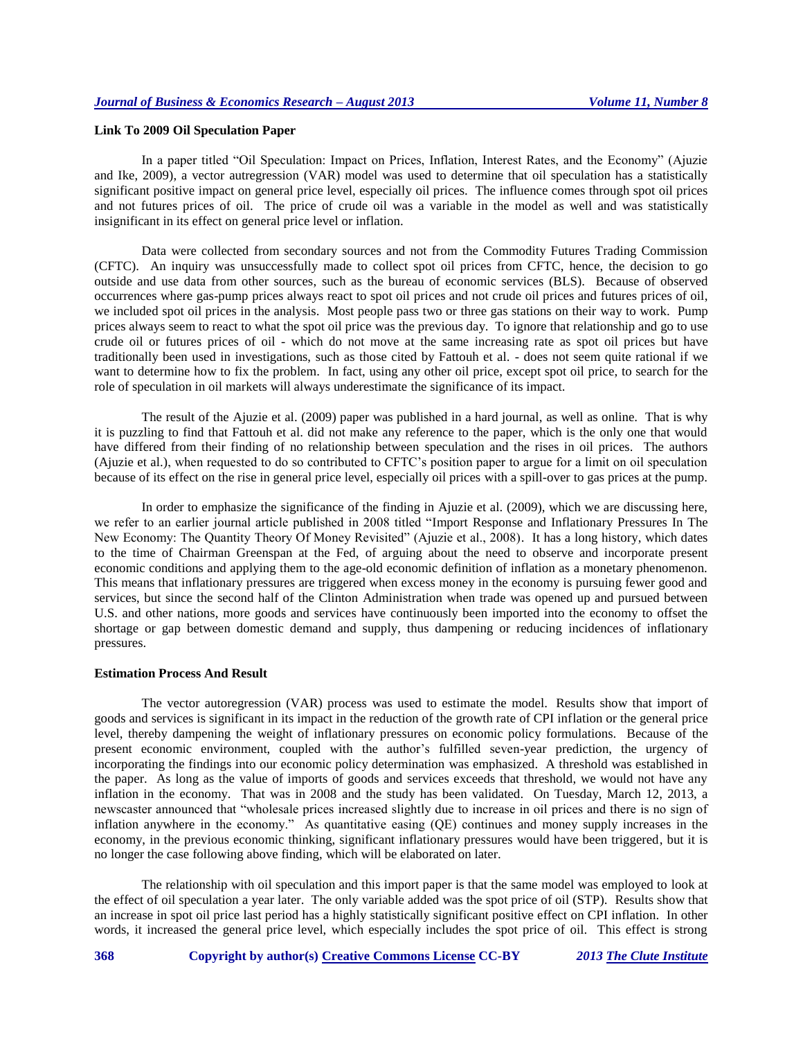### Link To 2009 Oil Speculation Paper

In a paper titled "Oil Speculation: Impact on Prices, Inflation, Interest Rates, and the Economy" (Ajuzie and Ike, 2009), a vector autregression (VAR) model was used to determine that oil speculation has a statistically significant positive impact on general price level, especially oil prices. The influence comes through spot oil prices and not futures prices of oil. The price of crude oil was a variable in the model as well and was statistically insignificant in its effect on general price level or inflation.

Data were collected from secondary sources and not from the Commodity Futures Trading Commission (CFTC). An inquiry was unsuccessfully made to collect spot oil prices from CFTC, hence, the decision to go outside and use data from other sources, such as the bureau of economic services (BLS). Because of observed occurrences where gas-pump prices always react to spot oil prices and not crude oil prices and futures prices of oil, we included spot oil prices in the analysis. Most people pass two or three gas stations on their way to work. Pump prices always seem to react to what the spot oil price was the previous day. To ignore that relationship and go to use crude oil or futures prices of oil - which do not move at the same increasing rate as spot oil prices but have traditionally been used in investigations, such as those cited by Fattouh et al. - does not seem quite rational if we want to determine how to fix the problem. In fact, using any other oil price, except spot oil price, to search for the role of speculation in oil markets will always underestimate the significance of its impact.

The result of the Ajuzie et al. (2009) paper was published in a hard journal, as well as online. That is why it is puzzling to find that Fattouh et al. did not make any reference to the paper, which is the only one that would have differed from their finding of no relationship between speculation and the rises in oil prices. The authors (Ajuzie et al.), when requested to do so contributed to CFTC's position paper to argue for a limit on oil speculation because of its effect on the rise in general price level, especially oil prices with a spill-over to gas prices at the pump.

In order to emphasize the significance of the finding in Ajuzie et al. (2009), which we are discussing here, we refer to an earlier journal article published in 2008 titled "Import Response and Inflationary Pressures In The New Economy: The Quantity Theory Of Money Revisited" (Ajuzie et al., 2008). It has a long history, which dates to the time of Chairman Greenspan at the Fed, of arguing about the need to observe and incorporate present economic conditions and applying them to the age-old economic definition of inflation as a monetary phenomenon. This means that inflationary pressures are triggered when excess money in the economy is pursuing fewer good and services, but since the second half of the Clinton Administration when trade was opened up and pursued between U.S. and other nations, more goods and services have continuously been imported into the economy to offset the shortage or gap between domestic demand and supply, thus dampening or reducing incidences of inflationary pressures.

### Estimation Process And Result

The vector autoregression (VAR) process was used to estimate the model. Results show that import of goods and services is significant in its impact in the reduction of the growth rate of CPI inflation or the general price level, thereby dampening the weight of inflationary pressures on economic policy formulations. Because of the present economic environment, coupled with the author's fulfilled seven-year prediction, the urgency of incorporating the findings into our economic policy determination was emphasized. A threshold was established in the paper. As long as the value of imports of goods and services exceeds that threshold, we would not have any inflation in the economy. That was in 2008 and the study has been validated. On Tuesday, March 12, 2013, a newscaster announced that "wholesale prices increased slightly due to increase in oil prices and there is no sign of inflation anywhere in the economy." As quantitative easing (QE) continues and money supply increases in the economy, in the previous economic thinking, significant inflationary pressures would have been triggered, but it is no longer the case following above finding, which will be elaborated on later.

The relationship with oil speculation and this import paper is that the same model was employed to look at the effect of oil speculation a year later. The only variable added was the spot price of oil (STP). Results show that an increase in spot oil price last period has a highly statistically significant positive effect on CPI inflation. In other words, it increased the general price level, which especially includes the spot price of oil. This effect is strong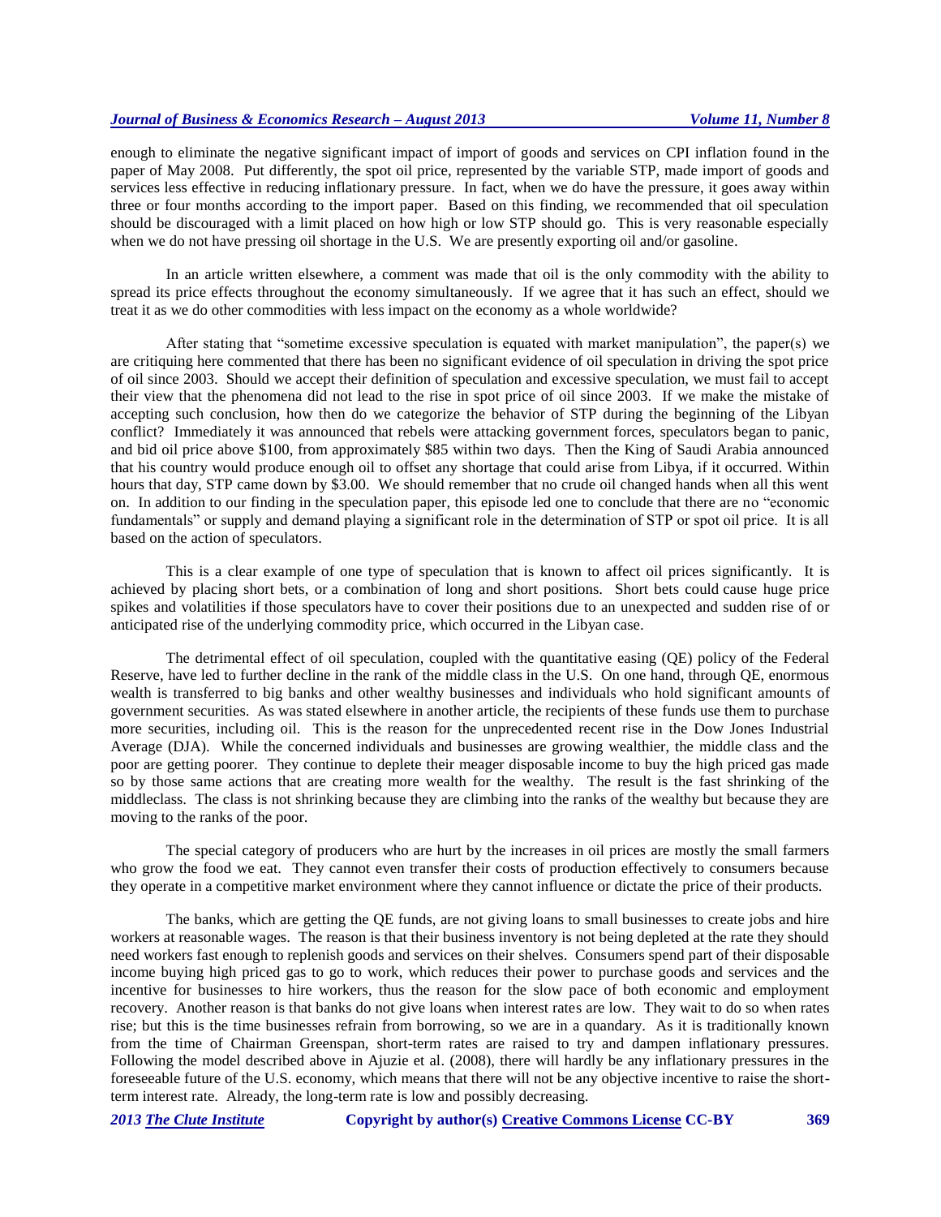enough to eliminate the negative significant impact of import of goods and services on CPI inflation found in the paper of May 2008. Put differently, the spot oil price, represented by the variable STP, made import of goods and services less effective in reducing inflationary pressure. In fact, when we do have the pressure, it goes away within three or four months according to the import paper. Based on this finding, we recommended that oil speculation should be discouraged with a limit placed on how high or low STP should go. This is very reasonable especially when we do not have pressing oil shortage in the U.S. We are presently exporting oil and/or gasoline.

In an article written elsewhere, a comment was made that oil is the only commodity with the ability to spread its price effects throughout the economy simultaneously. If we agree that it has such an effect, should we treat it as we do other commodities with less impact on the economy as a whole worldwide?

After stating that "sometime excessive speculation is equated with market manipulation", the paper(s) we are critiquing here commented that there has been no significant evidence of oil speculation in driving the spot price of oil since 2003. Should we accept their definition of speculation and excessive speculation, we must fail to accept their view that the phenomena did not lead to the rise in spot price of oil since 2003. If we make the mistake of accepting such conclusion, how then do we categorize the behavior of STP during the beginning of the Libyan conflict? Immediately it was announced that rebels were attacking government forces, speculators began to panic, and bid oil price above $100, from approximately $85 within two days. Then the King of Saudi Arabia announced that his country would produce enough oil to offset any shortage that could arise from Libya, if it occurred. Within hours that day, STP came down by $3.00. We should remember that no crude oil changed hands when all this went on. In addition to our finding in the speculation paper, this episode led one to conclude that there are no "economic fundamentals" or supply and demand playing a significant role in the determination of STP or spot oil price. It is all based on the action of speculators.

This is a clear example of one type of speculation that is known to affect oil prices significantly. It is achieved by placing short bets, or a combination of long and short positions. Short bets could cause huge price spikes and volatilities if those speculators have to cover their positions due to an unexpected and sudden rise of or anticipated rise of the underlying commodity price, which occurred in the Libyan case.

The detrimental effect of oil speculation, coupled with the quantitative easing (QE) policy of the Federal Reserve, have led to further decline in the rank of the middle class in the U.S. On one hand, through QE, enormous wealth is transferred to big banks and other wealthy businesses and individuals who hold significant amounts of government securities. As was stated elsewhere in another article, the recipients of these funds use them to purchase more securities, including oil. This is the reason for the unprecedented recent rise in the Dow Jones Industrial Average (DJA). While the concerned individuals and businesses are growing wealthier, the middle class and the poor are getting poorer. They continue to deplete their meager disposable income to buy the high priced gas made so by those same actions that are creating more wealth for the wealthy. The result is the fast shrinking of the middleclass. The class is not shrinking because they are climbing into the ranks of the wealthy but because they are moving to the ranks of the poor.

The special category of producers who are hurt by the increases in oil prices are mostly the small farmers who grow the food we eat. They cannot even transfer their costs of production effectively to consumers because they operate in a competitive market environment where they cannot influence or dictate the price of their products.

The banks, which are getting the QE funds, are not giving loans to small businesses to create jobs and hire workers at reasonable wages. The reason is that their business inventory is not being depleted at the rate they should need workers fast enough to replenish goods and services on their shelves. Consumers spend part of their disposable income buying high priced gas to go to work, which reduces their power to purchase goods and services and the incentive for businesses to hire workers, thus the reason for the slow pace of both economic and employment recovery. Another reason is that banks do not give loans when interest rates are low. They wait to do so when rates rise; but this is the time businesses refrain from borrowing, so we are in a quandary. As it is traditionally known from the time of Chairman Greenspan, short-term rates are raised to try and dampen inflationary pressures. Following the model described above in Ajuzie et al. (2008), there will hardly be any inflationary pressures in the foreseeable future of the U.S. economy, which means that there will not be any objective incentive to raise the short-term interest rate. Already, the long-term rate is low and possibly decreasing.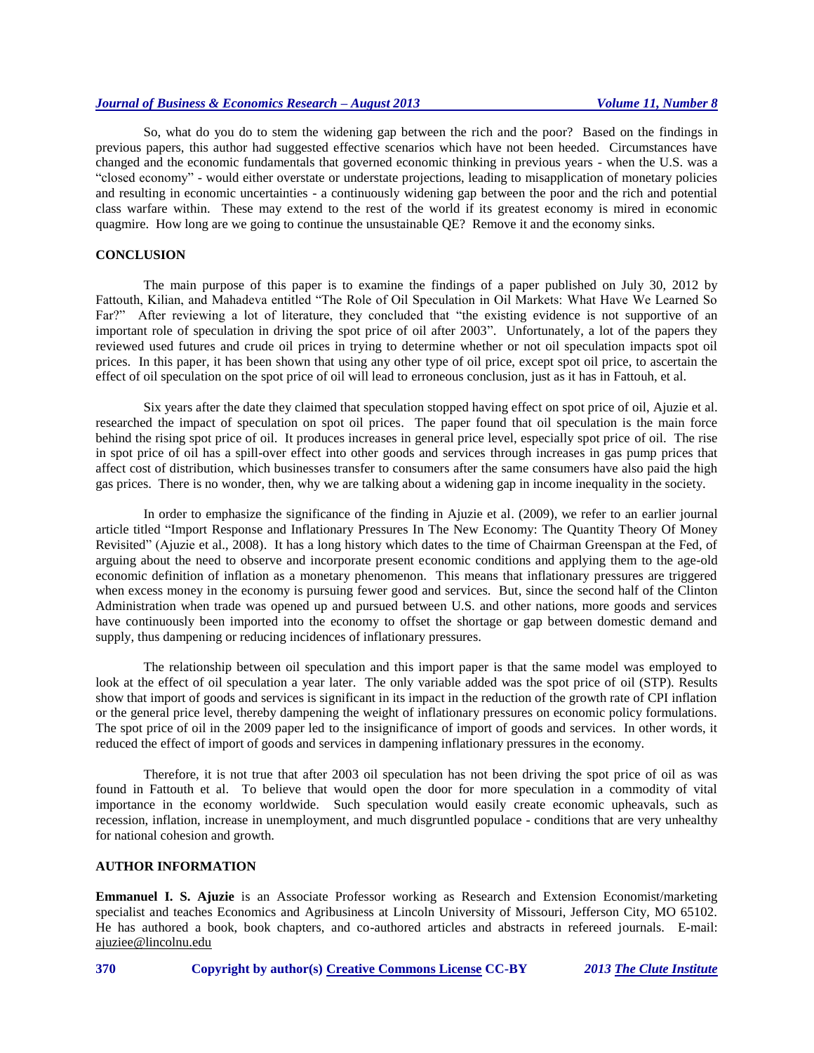So, what do you do to stem the widening gap between the rich and the poor? Based on the findings in previous papers, this author had suggested effective scenarios which have not been heeded. Circumstances have changed and the economic fundamentals that governed economic thinking in previous years - when the U.S. was a "closed economy" - would either overstate or understate projections, leading to misapplication of monetary policies and resulting in economic uncertainties - a continuously widening gap between the poor and the rich and potential class warfare within. These may extend to the rest of the world if its greatest economy is mired in economic quagmire. How long are we going to continue the unsustainable QE? Remove it and the economy sinks.

## CONCLUSION

The main purpose of this paper is to examine the findings of a paper published on July 30, 2012 by Fattouth, Kilian, and Mahadeva entitled "The Role of Oil Speculation in Oil Markets: What Have We Learned So Far?" After reviewing a lot of literature, they concluded that "the existing evidence is not supportive of an important role of speculation in driving the spot price of oil after 2003". Unfortunately, a lot of the papers they reviewed used futures and crude oil prices in trying to determine whether or not oil speculation impacts spot oil prices. In this paper, it has been shown that using any other type of oil price, except spot oil price, to ascertain the effect of oil speculation on the spot price of oil will lead to erroneous conclusion, just as it has in Fattouh, et al.

Six years after the date they claimed that speculation stopped having effect on spot price of oil, Ajuzie et al. researched the impact of speculation on spot oil prices. The paper found that oil speculation is the main force behind the rising spot price of oil. It produces increases in general price level, especially spot price of oil. The rise in spot price of oil has a spill-over effect into other goods and services through increases in gas pump prices that affect cost of distribution, which businesses transfer to consumers after the same consumers have also paid the high gas prices. There is no wonder, then, why we are talking about a widening gap in income inequality in the society.

In order to emphasize the significance of the finding in Ajuzie et al. (2009), we refer to an earlier journal article titled "Import Response and Inflationary Pressures In The New Economy: The Quantity Theory Of Money Revisited" (Ajuzie et al., 2008). It has a long history which dates to the time of Chairman Greenspan at the Fed, of arguing about the need to observe and incorporate present economic conditions and applying them to the age-old economic definition of inflation as a monetary phenomenon. This means that inflationary pressures are triggered when excess money in the economy is pursuing fewer good and services. But, since the second half of the Clinton Administration when trade was opened up and pursued between U.S. and other nations, more goods and services have continuously been imported into the economy to offset the shortage or gap between domestic demand and supply, thus dampening or reducing incidences of inflationary pressures.

The relationship between oil speculation and this import paper is that the same model was employed to look at the effect of oil speculation a year later. The only variable added was the spot price of oil (STP). Results show that import of goods and services is significant in its impact in the reduction of the growth rate of CPI inflation or the general price level, thereby dampening the weight of inflationary pressures on economic policy formulations. The spot price of oil in the 2009 paper led to the insignificance of import of goods and services. In other words, it reduced the effect of import of goods and services in dampening inflationary pressures in the economy.

Therefore, it is not true that after 2003 oil speculation has not been driving the spot price of oil as was found in Fattouth et al. To believe that would open the door for more speculation in a commodity of vital importance in the economy worldwide. Such speculation would easily create economic upheavals, such as recession, inflation, increase in unemployment, and much disgruntled populace - conditions that are very unhealthy for national cohesion and growth.

## AUTHOR INFORMATION

**Emmanuel I. S. Ajuzie** is an Associate Professor working as Research and Extension Economist/marketing specialist and teaches Economics and Agribusiness at Lincoln University of Missouri, Jefferson City, MO 65102. He has authored a book, book chapters, and co-authored articles and abstracts in refereed journals. E-mail: ajuziee@lincolnu.edu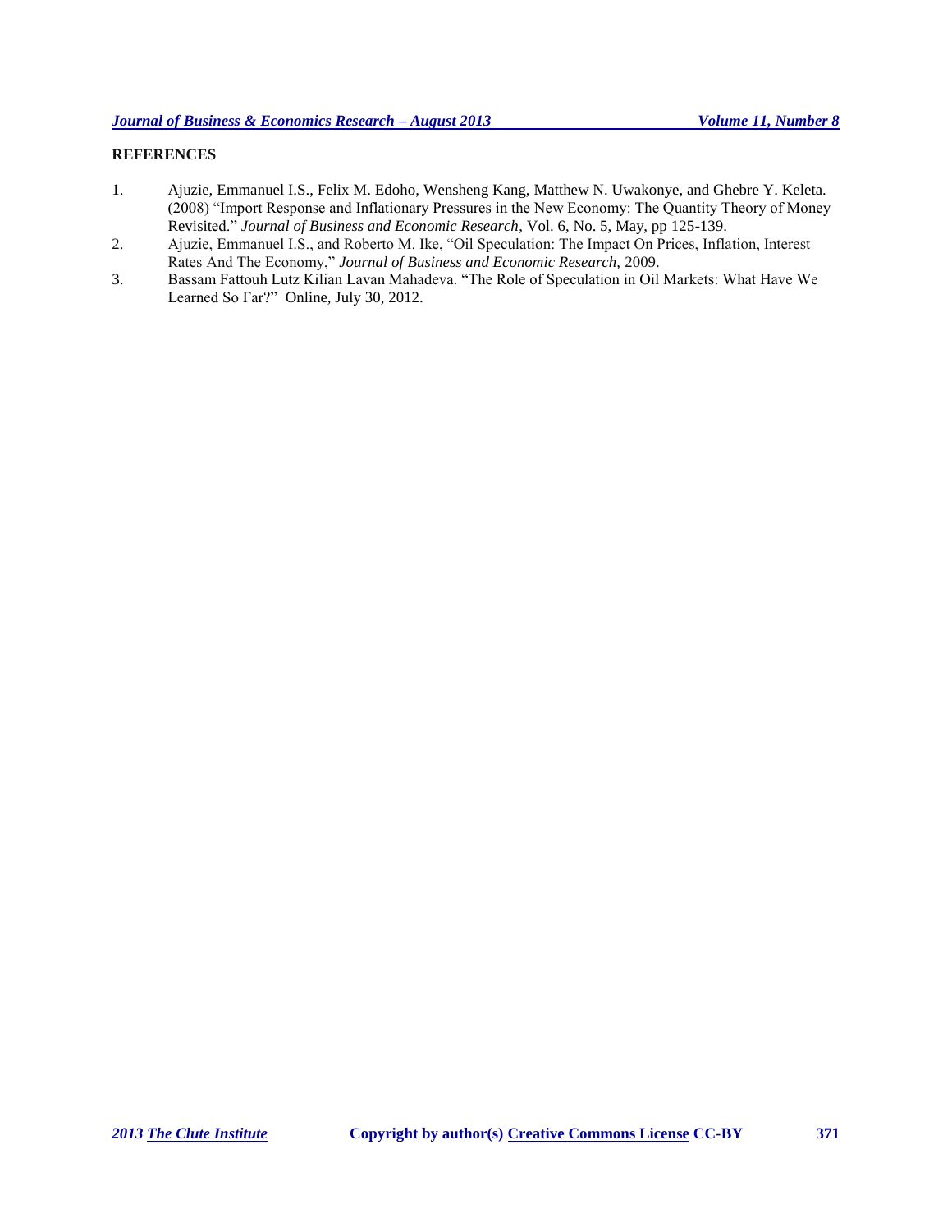## REFERENCES

1. Ajuzie, Emmanuel I.S., Felix M. Edoho, Wensheng Kang, Matthew N. Uwakonye, and Ghebre Y. Keleta. (2008) "Import Response and Inflationary Pressures in the New Economy: The Quantity Theory of Money Revisited." *Journal of Business and Economic Research*, Vol. 6, No. 5, May, pp 125-139.
2. Ajuzie, Emmanuel I.S., and Roberto M. Ike, "Oil Speculation: The Impact On Prices, Inflation, Interest Rates And The Economy," *Journal of Business and Economic Research*, 2009.
3. Bassam Fattouh Lutz Kilian Lavan Mahadeva. "The Role of Speculation in Oil Markets: What Have We Learned So Far?" Online, July 30, 2012.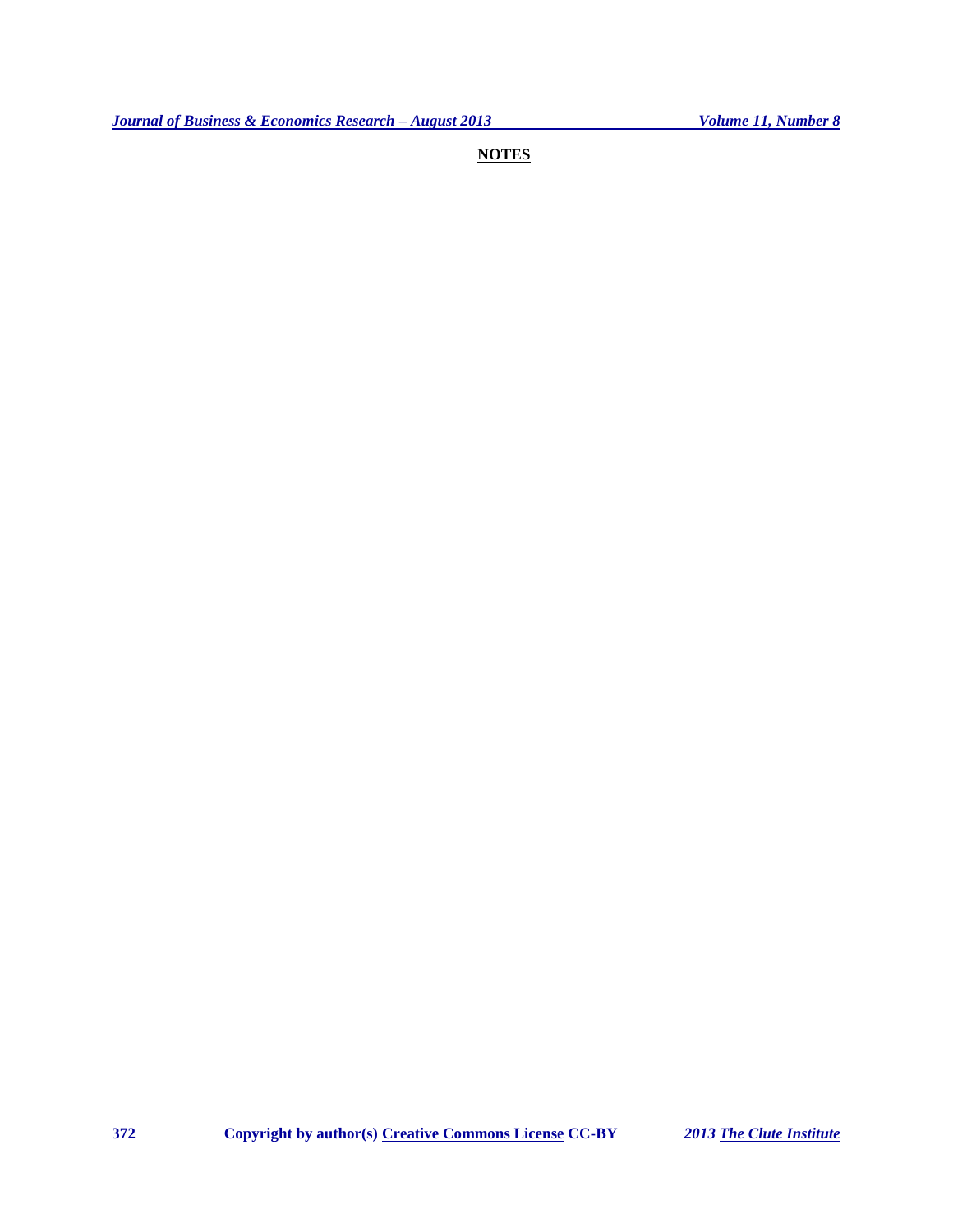**NOTES**